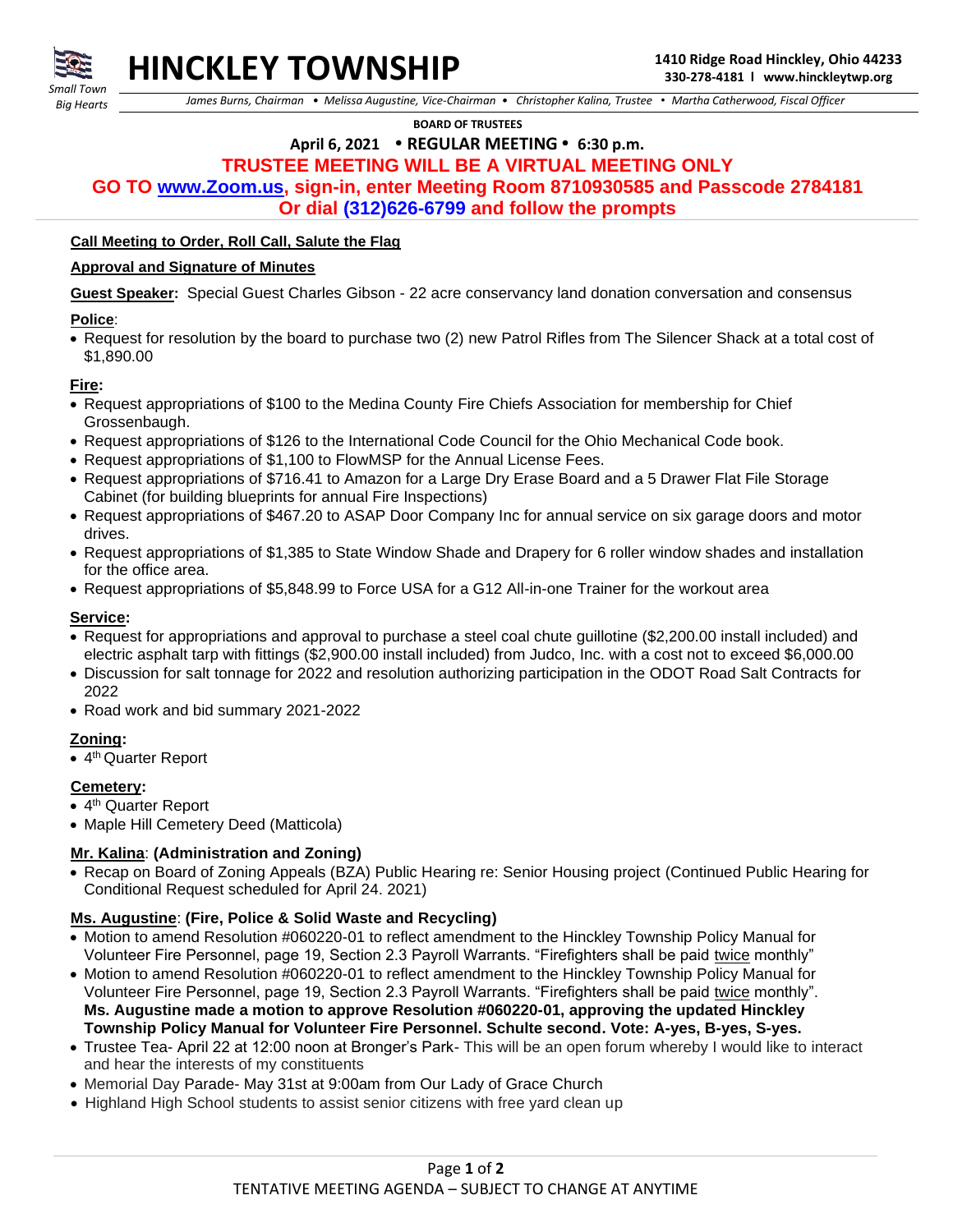# HINCKLEY TOWNSHIP

*Small Town Big Hearts*

**1410 Ridge Road Hinckley, Ohio 44233**
**330-278-4181 l www.hinckleytwp.org**

*James Burns, Chairman • Melissa Augustine, Vice-Chairman • Christopher Kalina, Trustee • Martha Catherwood, Fiscal Officer*

**BOARD OF TRUSTEES**

**April 6, 2021 • REGULAR MEETING • 6:30 p.m.**

**TRUSTEE MEETING WILL BE A VIRTUAL MEETING ONLY**

**GO TO www.Zoom.us, sign-in, enter Meeting Room 8710930585 and Passcode 2784181**

**Or dial (312)626-6799 and follow the prompts**

**Call Meeting to Order, Roll Call, Salute the Flag**

**Approval and Signature of Minutes**

**Guest Speaker:** Special Guest Charles Gibson - 22 acre conservancy land donation conversation and consensus

**Police**:

- Request for resolution by the board to purchase two (2) new Patrol Rifles from The Silencer Shack at a total cost of $1,890.00

**Fire:**

- Request appropriations of $100 to the Medina County Fire Chiefs Association for membership for Chief Grossenbaugh.
- Request appropriations of $126 to the International Code Council for the Ohio Mechanical Code book.
- Request appropriations of $1,100 to FlowMSP for the Annual License Fees.
- Request appropriations of $716.41 to Amazon for a Large Dry Erase Board and a 5 Drawer Flat File Storage Cabinet (for building blueprints for annual Fire Inspections)
- Request appropriations of $467.20 to ASAP Door Company Inc for annual service on six garage doors and motor drives.
- Request appropriations of $1,385 to State Window Shade and Drapery for 6 roller window shades and installation for the office area.
- Request appropriations of $5,848.99 to Force USA for a G12 All-in-one Trainer for the workout area

**Service:**

- Request for appropriations and approval to purchase a steel coal chute guillotine ($2,200.00 install included) and electric asphalt tarp with fittings ($2,900.00 install included) from Judco, Inc. with a cost not to exceed $6,000.00
- Discussion for salt tonnage for 2022 and resolution authorizing participation in the ODOT Road Salt Contracts for 2022
- Road work and bid summary 2021-2022

**Zoning:**

- 4th Quarter Report

**Cemetery:**

- 4th Quarter Report
- Maple Hill Cemetery Deed (Matticola)

**Mr. Kalina**: **(Administration and Zoning)**

- Recap on Board of Zoning Appeals (BZA) Public Hearing re: Senior Housing project (Continued Public Hearing for Conditional Request scheduled for April 24. 2021)

**Ms. Augustine**: **(Fire, Police & Solid Waste and Recycling)**

- Motion to amend Resolution #060220-01 to reflect amendment to the Hinckley Township Policy Manual for Volunteer Fire Personnel, page 19, Section 2.3 Payroll Warrants. "Firefighters shall be paid twice monthly"
- Motion to amend Resolution #060220-01 to reflect amendment to the Hinckley Township Policy Manual for Volunteer Fire Personnel, page 19, Section 2.3 Payroll Warrants. "Firefighters shall be paid twice monthly".
  **Ms. Augustine made a motion to approve Resolution #060220-01, approving the updated Hinckley Township Policy Manual for Volunteer Fire Personnel. Schulte second. Vote: A-yes, B-yes, S-yes.**
- Trustee Tea- April 22 at 12:00 noon at Bronger's Park- This will be an open forum whereby I would like to interact and hear the interests of my constituents
- Memorial Day Parade- May 31st at 9:00am from Our Lady of Grace Church
- Highland High School students to assist senior citizens with free yard clean up

TENTATIVE MEETING AGENDA – SUBJECT TO CHANGE AT ANYTIME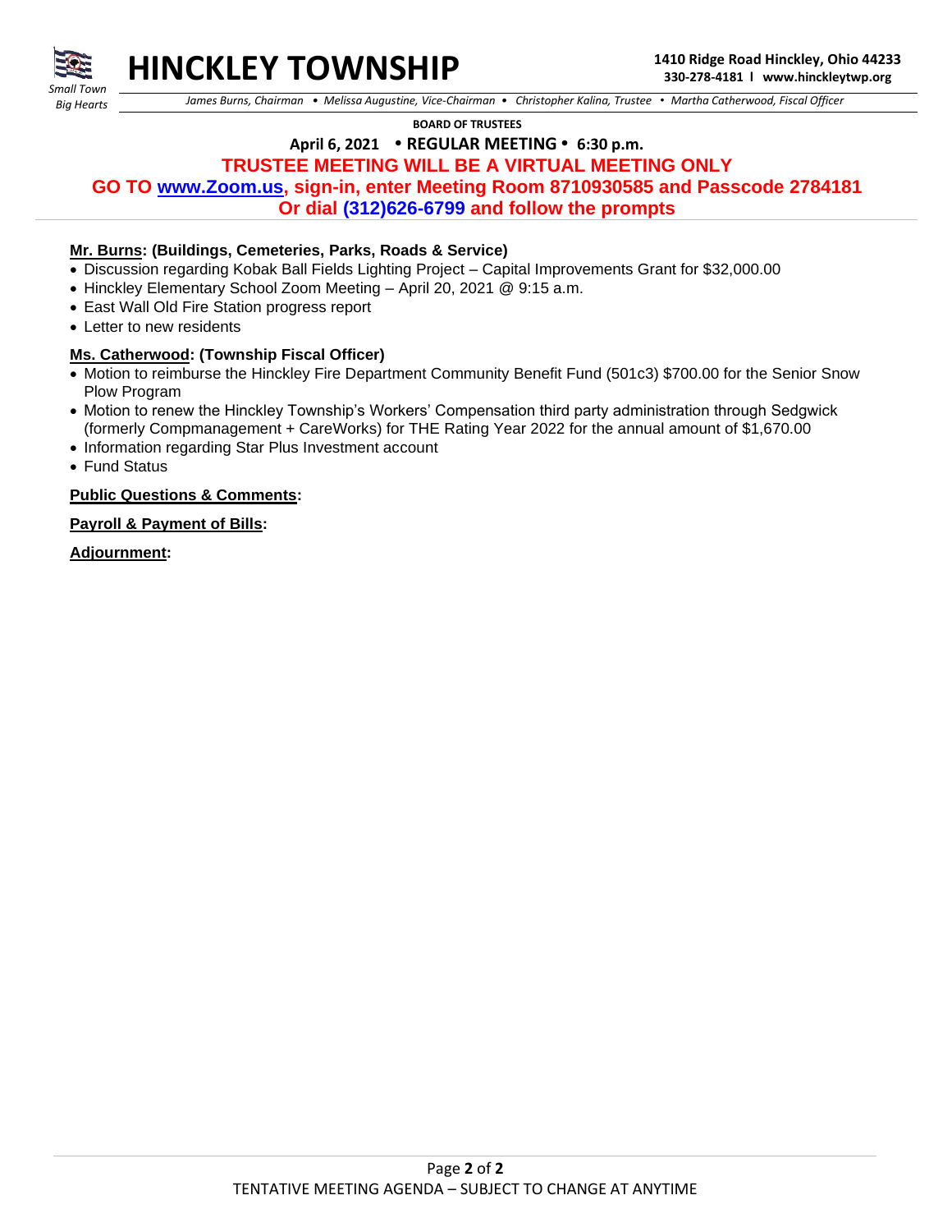# HINCKLEY TOWNSHIP

Small Town Big Hearts

**1410 Ridge Road Hinckley, Ohio 44233**
**330-278-4181 l www.hinckleytwp.org**

*James Burns, Chairman • Melissa Augustine, Vice-Chairman • Christopher Kalina, Trustee • Martha Catherwood, Fiscal Officer*

**BOARD OF TRUSTEES**

**April 6, 2021 • REGULAR MEETING • 6:30 p.m.**

**TRUSTEE MEETING WILL BE A VIRTUAL MEETING ONLY**

**GO TO www.Zoom.us, sign-in, enter Meeting Room 8710930585 and Passcode 2784181**
**Or dial (312)626-6799 and follow the prompts**

**Mr. Burns: (Buildings, Cemeteries, Parks, Roads & Service)**

- Discussion regarding Kobak Ball Fields Lighting Project – Capital Improvements Grant for $32,000.00
- Hinckley Elementary School Zoom Meeting – April 20, 2021 @ 9:15 a.m.
- East Wall Old Fire Station progress report
- Letter to new residents

**Ms. Catherwood: (Township Fiscal Officer)**

- Motion to reimburse the Hinckley Fire Department Community Benefit Fund (501c3) $700.00 for the Senior Snow Plow Program
- Motion to renew the Hinckley Township's Workers' Compensation third party administration through Sedgwick (formerly Compmanagement + CareWorks) for THE Rating Year 2022 for the annual amount of $1,670.00
- Information regarding Star Plus Investment account
- Fund Status

**Public Questions & Comments:**

**Payroll & Payment of Bills:**

**Adjournment:**

TENTATIVE MEETING AGENDA – SUBJECT TO CHANGE AT ANYTIME